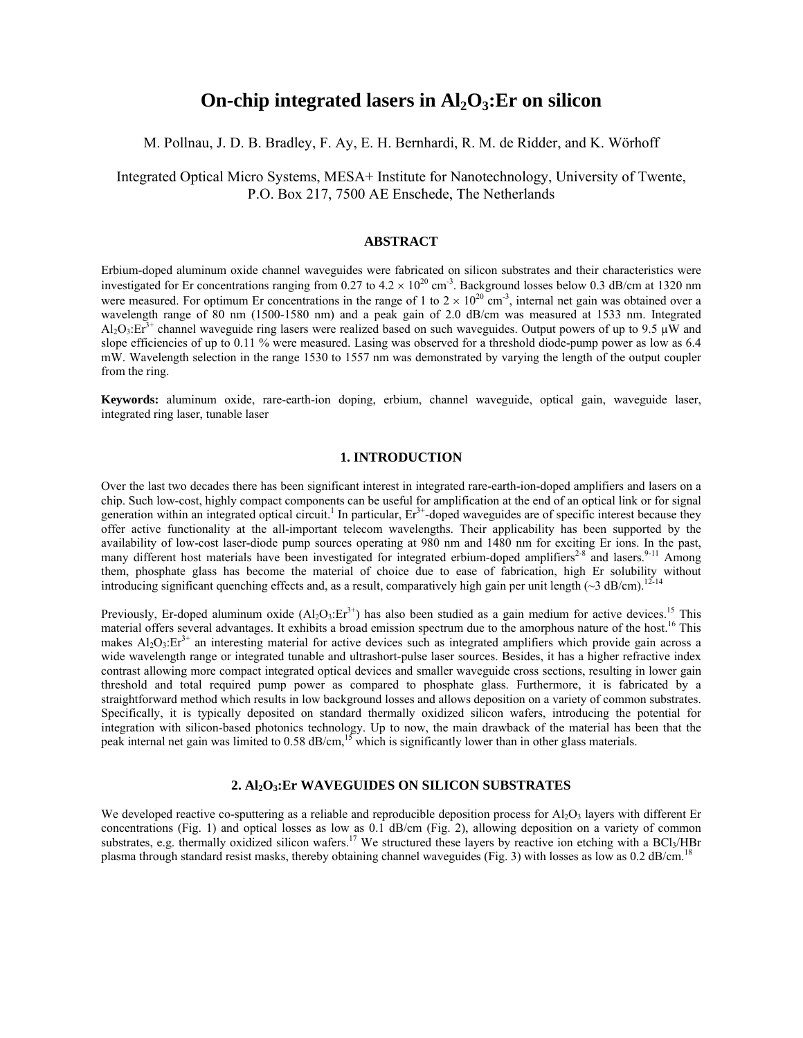# On-chip integrated lasers in $Al_2O_3$:Er on silicon

M. Pollnau, J. D. B. Bradley, F. Ay, E. H. Bernhardi, R. M. de Ridder, and K. Wörhoff

Integrated Optical Micro Systems, MESA+ Institute for Nanotechnology, University of Twente, P.O. Box 217, 7500 AE Enschede, The Netherlands

## ABSTRACT

Erbium-doped aluminum oxide channel waveguides were fabricated on silicon substrates and their characteristics were investigated for Er concentrations ranging from 0.27 to $4.2 \times 10^{20}$ $cm^{-3}$. Background losses below 0.3 dB/cm at 1320 nm were measured. For optimum Er concentrations in the range of 1 to $2 \times 10^{20}$ $cm^{-3}$, internal net gain was obtained over a wavelength range of 80 nm (1500-1580 nm) and a peak gain of 2.0 dB/cm was measured at 1533 nm. Integrated $Al_2O_3:Er^{3+}$ channel waveguide ring lasers were realized based on such waveguides. Output powers of up to 9.5 μW and slope efficiencies of up to 0.11 % were measured. Lasing was observed for a threshold diode-pump power as low as 6.4 mW. Wavelength selection in the range 1530 to 1557 nm was demonstrated by varying the length of the output coupler from the ring.

**Keywords:** aluminum oxide, rare-earth-ion doping, erbium, channel waveguide, optical gain, waveguide laser, integrated ring laser, tunable laser

## 1. INTRODUCTION

Over the last two decades there has been significant interest in integrated rare-earth-ion-doped amplifiers and lasers on a chip. Such low-cost, highly compact components can be useful for amplification at the end of an optical link or for signal generation within an integrated optical circuit.[1] In particular, $Er^{3+}$-doped waveguides are of specific interest because they offer active functionality at the all-important telecom wavelengths. Their applicability has been supported by the availability of low-cost laser-diode pump sources operating at 980 nm and 1480 nm for exciting Er ions. In the past, many different host materials have been investigated for integrated erbium-doped amplifiers[2-8] and lasers.[9-11] Among them, phosphate glass has become the material of choice due to ease of fabrication, high Er solubility without introducing significant quenching effects and, as a result, comparatively high gain per unit length (~3 dB/cm).[12-14]

Previously, Er-doped aluminum oxide ($Al_2O_3:Er^{3+}$) has also been studied as a gain medium for active devices.[15] This material offers several advantages. It exhibits a broad emission spectrum due to the amorphous nature of the host.[16] This makes $Al_2O_3:Er^{3+}$ an interesting material for active devices such as integrated amplifiers which provide gain across a wide wavelength range or integrated tunable and ultrashort-pulse laser sources. Besides, it has a higher refractive index contrast allowing more compact integrated optical devices and smaller waveguide cross sections, resulting in lower gain threshold and total required pump power as compared to phosphate glass. Furthermore, it is fabricated by a straightforward method which results in low background losses and allows deposition on a variety of common substrates. Specifically, it is typically deposited on standard thermally oxidized silicon wafers, introducing the potential for integration with silicon-based photonics technology. Up to now, the main drawback of the material has been that the peak internal net gain was limited to 0.58 dB/cm,[15] which is significantly lower than in other glass materials.

## 2. $Al_2O_3$:Er WAVEGUIDES ON SILICON SUBSTRATES

We developed reactive co-sputtering as a reliable and reproducible deposition process for $Al_2O_3$ layers with different Er concentrations (Fig. 1) and optical losses as low as 0.1 dB/cm (Fig. 2), allowing deposition on a variety of common substrates, e.g. thermally oxidized silicon wafers.[17] We structured these layers by reactive ion etching with a $BCl_3$/HBr plasma through standard resist masks, thereby obtaining channel waveguides (Fig. 3) with losses as low as 0.2 dB/cm.[18]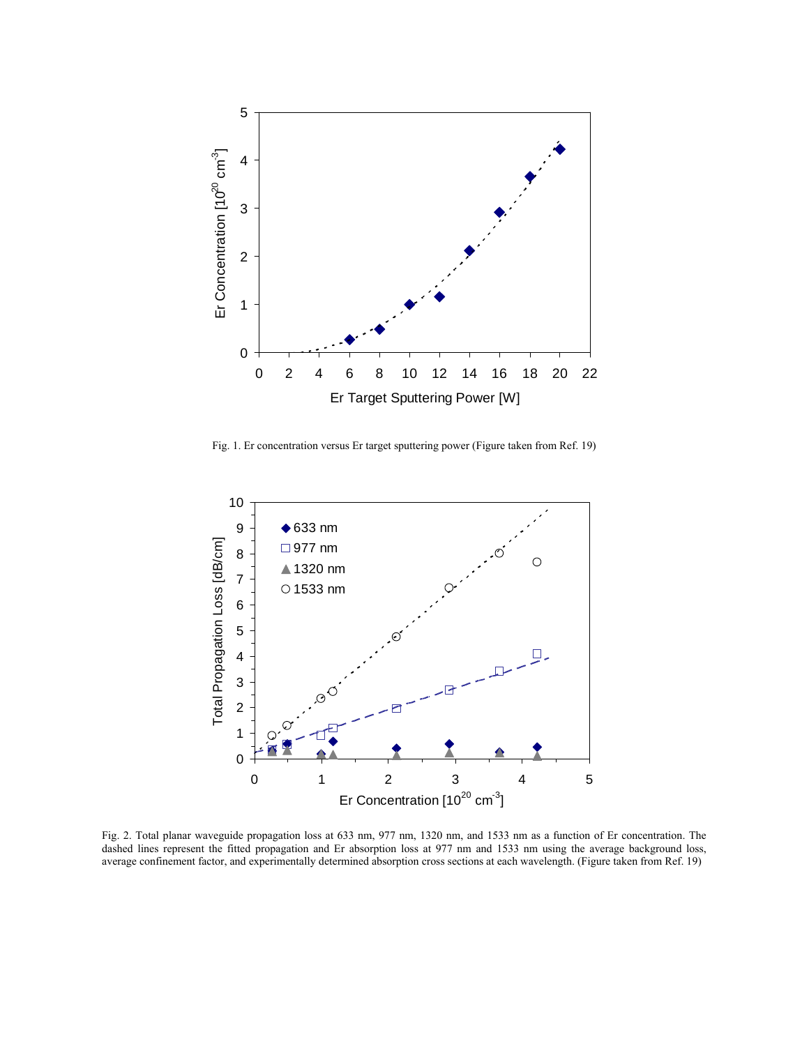Fig. 1. Er concentration versus Er target sputtering power (Figure taken from Ref. 19)

Fig. 2. Total planar waveguide propagation loss at 633 nm, 977 nm, 1320 nm, and 1533 nm as a function of Er concentration. The dashed lines represent the fitted propagation and Er absorption loss at 977 nm and 1533 nm using the average background loss, average confinement factor, and experimentally determined absorption cross sections at each wavelength. (Figure taken from Ref. 19)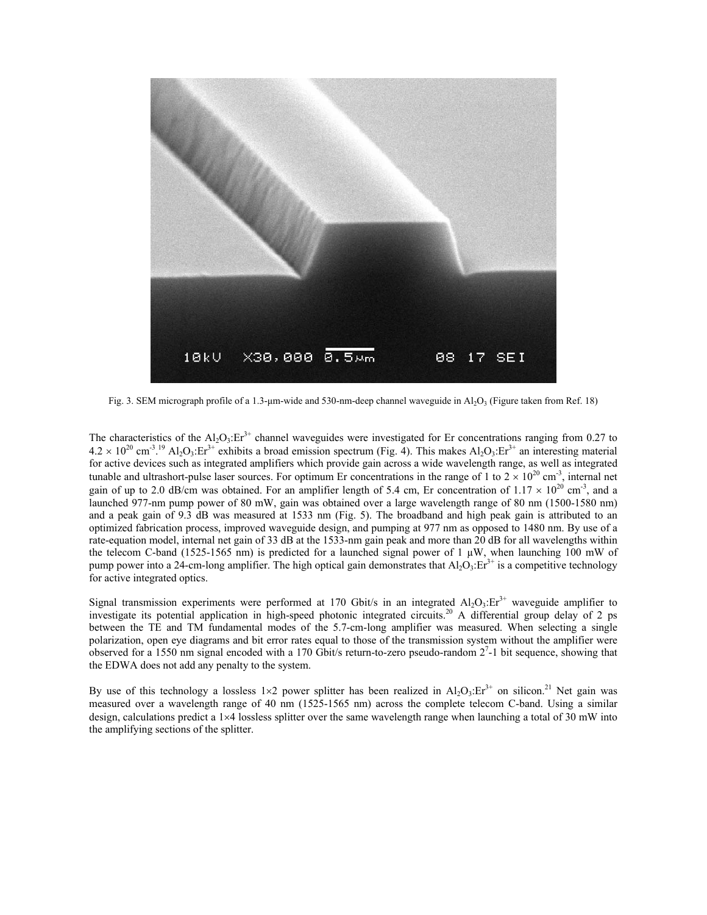Fig. 3. SEM micrograph profile of a 1.3-μm-wide and 530-nm-deep channel waveguide in $Al_2O_3$ (Figure taken from Ref. 18)

The characteristics of the $Al_2O_3$:$Er^{3+}$ channel waveguides were investigated for Er concentrations ranging from 0.27 to $4.2 \times 10^{20}$ $cm^{-3}$.[19] $Al_2O_3$:$Er^{3+}$ exhibits a broad emission spectrum (Fig. 4). This makes $Al_2O_3$:$Er^{3+}$ an interesting material for active devices such as integrated amplifiers which provide gain across a wide wavelength range, as well as integrated tunable and ultrashort-pulse laser sources. For optimum Er concentrations in the range of 1 to $2 \times 10^{20}$ $cm^{-3}$, internal net gain of up to 2.0 dB/cm was obtained. For an amplifier length of 5.4 cm, Er concentration of $1.17 \times 10^{20}$ $cm^{-3}$, and a launched 977-nm pump power of 80 mW, gain was obtained over a large wavelength range of 80 nm (1500-1580 nm) and a peak gain of 9.3 dB was measured at 1533 nm (Fig. 5). The broadband and high peak gain is attributed to an optimized fabrication process, improved waveguide design, and pumping at 977 nm as opposed to 1480 nm. By use of a rate-equation model, internal net gain of 33 dB at the 1533-nm gain peak and more than 20 dB for all wavelengths within the telecom C-band (1525-1565 nm) is predicted for a launched signal power of 1 μW, when launching 100 mW of pump power into a 24-cm-long amplifier. The high optical gain demonstrates that $Al_2O_3$:$Er^{3+}$ is a competitive technology for active integrated optics.

Signal transmission experiments were performed at 170 Gbit/s in an integrated $Al_2O_3$:$Er^{3+}$ waveguide amplifier to investigate its potential application in high-speed photonic integrated circuits.[20] A differential group delay of 2 ps between the TE and TM fundamental modes of the 5.7-cm-long amplifier was measured. When selecting a single polarization, open eye diagrams and bit error rates equal to those of the transmission system without the amplifier were observed for a 1550 nm signal encoded with a 170 Gbit/s return-to-zero pseudo-random $2^7$-1 bit sequence, showing that the EDWA does not add any penalty to the system.

By use of this technology a lossless 1×2 power splitter has been realized in $Al_2O_3$:$Er^{3+}$ on silicon.[21] Net gain was measured over a wavelength range of 40 nm (1525-1565 nm) across the complete telecom C-band. Using a similar design, calculations predict a 1×4 lossless splitter over the same wavelength range when launching a total of 30 mW into the amplifying sections of the splitter.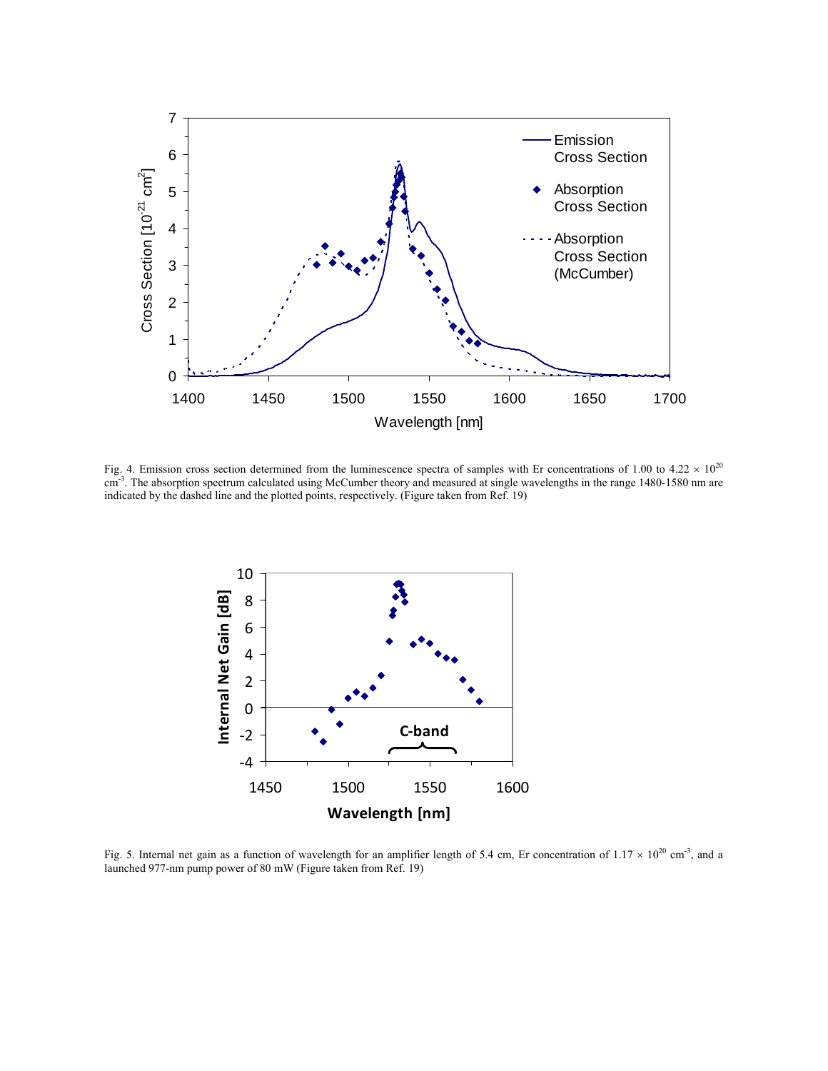Fig. 4. Emission cross section determined from the luminescence spectra of samples with Er concentrations of 1.00 to 4.22 × $10^{20}$ $cm^{-3}$. The absorption spectrum calculated using McCumber theory and measured at single wavelengths in the range 1480-1580 nm are indicated by the dashed line and the plotted points, respectively. (Figure taken from Ref. 19)

Fig. 5. Internal net gain as a function of wavelength for an amplifier length of 5.4 cm, Er concentration of 1.17 × $10^{20}$ $cm^{-3}$, and a launched 977-nm pump power of 80 mW (Figure taken from Ref. 19)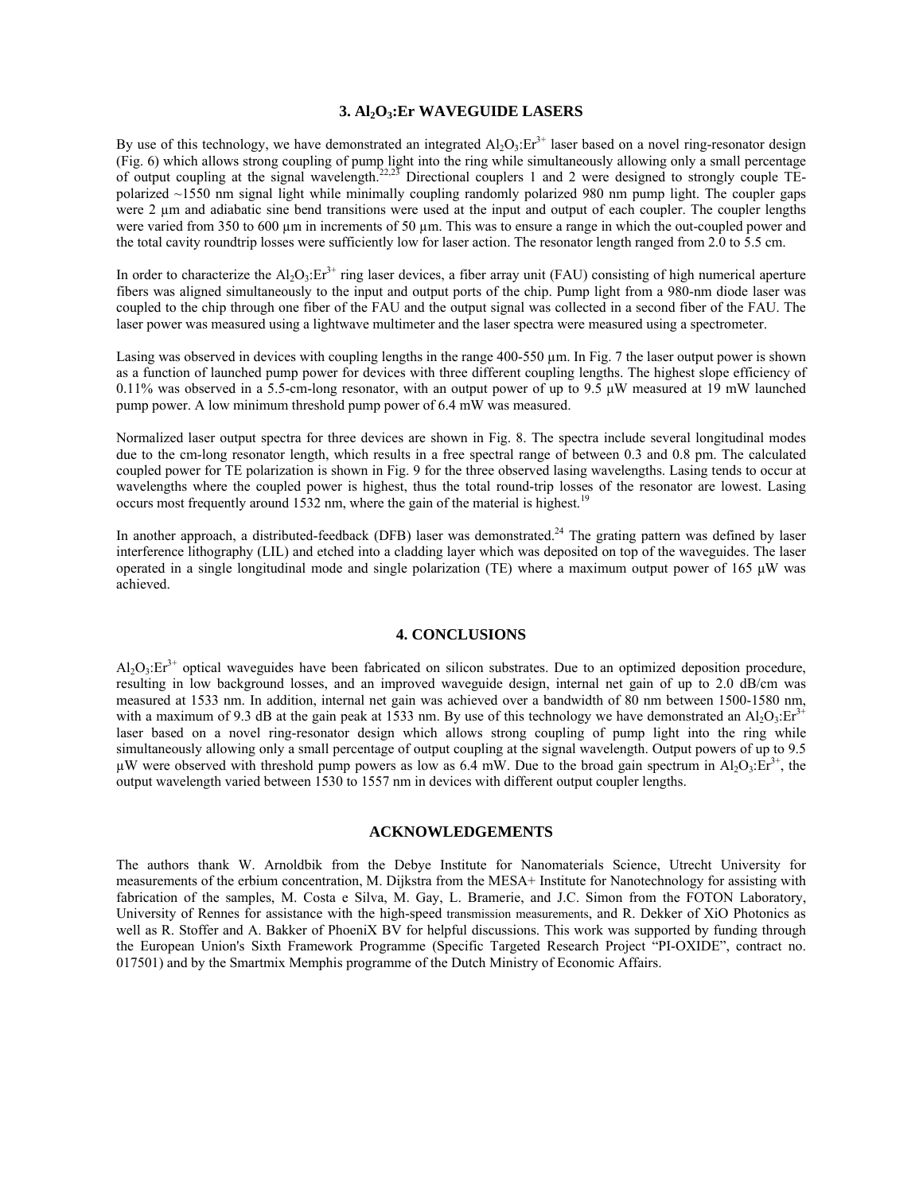## 3. $Al_2O_3$:Er WAVEGUIDE LASERS

By use of this technology, we have demonstrated an integrated $Al_2O_3$:$Er^{3+}$ laser based on a novel ring-resonator design (Fig. 6) which allows strong coupling of pump light into the ring while simultaneously allowing only a small percentage of output coupling at the signal wavelength.[22,23] Directional couplers 1 and 2 were designed to strongly couple TE-polarized ~1550 nm signal light while minimally coupling randomly polarized 980 nm pump light. The coupler gaps were 2 µm and adiabatic sine bend transitions were used at the input and output of each coupler. The coupler lengths were varied from 350 to 600 µm in increments of 50 µm. This was to ensure a range in which the out-coupled power and the total cavity roundtrip losses were sufficiently low for laser action. The resonator length ranged from 2.0 to 5.5 cm.

In order to characterize the $Al_2O_3$:$Er^{3+}$ ring laser devices, a fiber array unit (FAU) consisting of high numerical aperture fibers was aligned simultaneously to the input and output ports of the chip. Pump light from a 980-nm diode laser was coupled to the chip through one fiber of the FAU and the output signal was collected in a second fiber of the FAU. The laser power was measured using a lightwave multimeter and the laser spectra were measured using a spectrometer.

Lasing was observed in devices with coupling lengths in the range 400-550 µm. In Fig. 7 the laser output power is shown as a function of launched pump power for devices with three different coupling lengths. The highest slope efficiency of 0.11% was observed in a 5.5-cm-long resonator, with an output power of up to 9.5 µW measured at 19 mW launched pump power. A low minimum threshold pump power of 6.4 mW was measured.

Normalized laser output spectra for three devices are shown in Fig. 8. The spectra include several longitudinal modes due to the cm-long resonator length, which results in a free spectral range of between 0.3 and 0.8 pm. The calculated coupled power for TE polarization is shown in Fig. 9 for the three observed lasing wavelengths. Lasing tends to occur at wavelengths where the coupled power is highest, thus the total round-trip losses of the resonator are lowest. Lasing occurs most frequently around 1532 nm, where the gain of the material is highest.[19]

In another approach, a distributed-feedback (DFB) laser was demonstrated.[24] The grating pattern was defined by laser interference lithography (LIL) and etched into a cladding layer which was deposited on top of the waveguides. The laser operated in a single longitudinal mode and single polarization (TE) where a maximum output power of 165 µW was achieved.

## 4. CONCLUSIONS

$Al_2O_3$:$Er^{3+}$ optical waveguides have been fabricated on silicon substrates. Due to an optimized deposition procedure, resulting in low background losses, and an improved waveguide design, internal net gain of up to 2.0 dB/cm was measured at 1533 nm. In addition, internal net gain was achieved over a bandwidth of 80 nm between 1500-1580 nm, with a maximum of 9.3 dB at the gain peak at 1533 nm. By use of this technology we have demonstrated an $Al_2O_3$:$Er^{3+}$ laser based on a novel ring-resonator design which allows strong coupling of pump light into the ring while simultaneously allowing only a small percentage of output coupling at the signal wavelength. Output powers of up to 9.5 µW were observed with threshold pump powers as low as 6.4 mW. Due to the broad gain spectrum in $Al_2O_3$:$Er^{3+}$, the output wavelength varied between 1530 to 1557 nm in devices with different output coupler lengths.

## ACKNOWLEDGEMENTS

The authors thank W. Arnoldbik from the Debye Institute for Nanomaterials Science, Utrecht University for measurements of the erbium concentration, M. Dijkstra from the MESA+ Institute for Nanotechnology for assisting with fabrication of the samples, M. Costa e Silva, M. Gay, L. Bramerie, and J.C. Simon from the FOTON Laboratory, University of Rennes for assistance with the high-speed transmission measurements, and R. Dekker of XiO Photonics as well as R. Stoffer and A. Bakker of PhoeniX BV for helpful discussions. This work was supported by funding through the European Union's Sixth Framework Programme (Specific Targeted Research Project "PI-OXIDE", contract no. 017501) and by the Smartmix Memphis programme of the Dutch Ministry of Economic Affairs.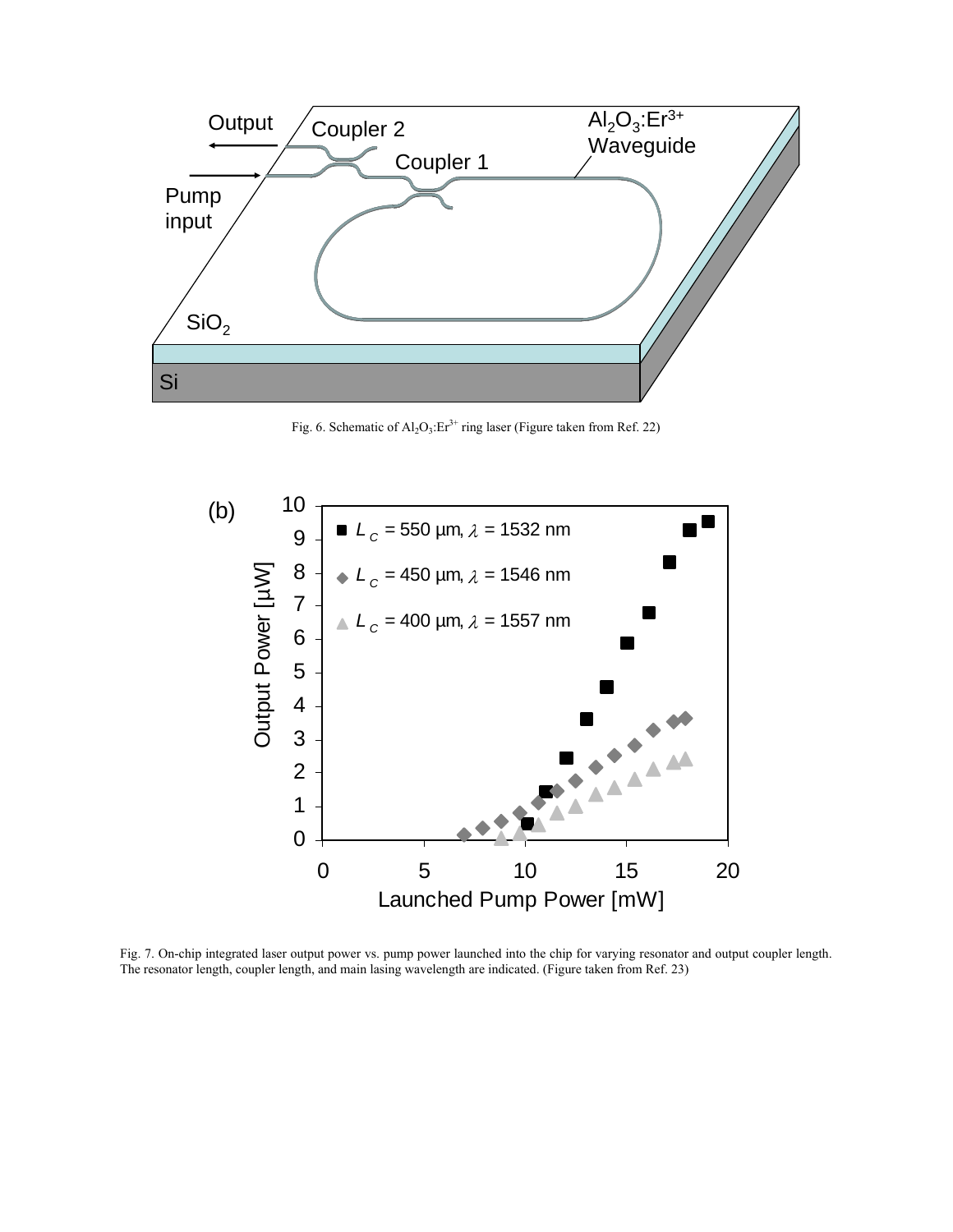Fig. 6. Schematic of $Al_2O_3:Er^{3+}$ ring laser (Figure taken from Ref. 22)

Fig. 7. On-chip integrated laser output power vs. pump power launched into the chip for varying resonator and output coupler length. The resonator length, coupler length, and main lasing wavelength are indicated. (Figure taken from Ref. 23)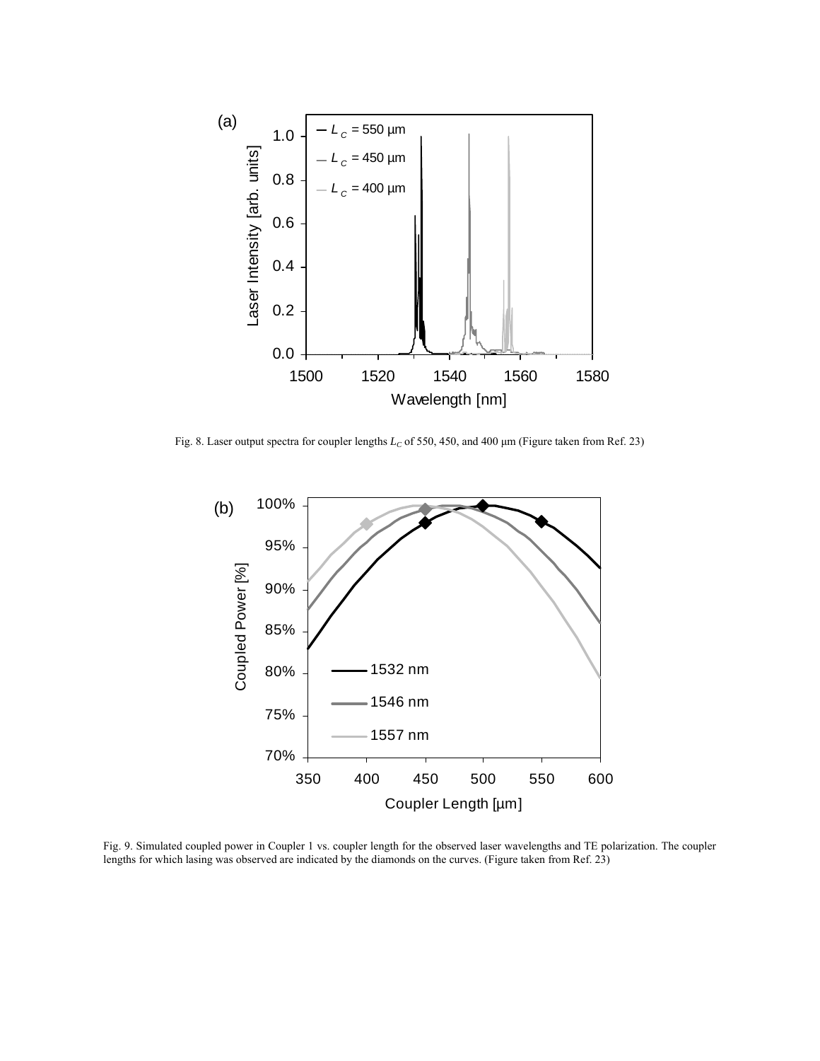Fig. 8. Laser output spectra for coupler lengths $L_C$ of 550, 450, and 400 μm (Figure taken from Ref. 23)

Fig. 9. Simulated coupled power in Coupler 1 vs. coupler length for the observed laser wavelengths and TE polarization. The coupler lengths for which lasing was observed are indicated by the diamonds on the curves. (Figure taken from Ref. 23)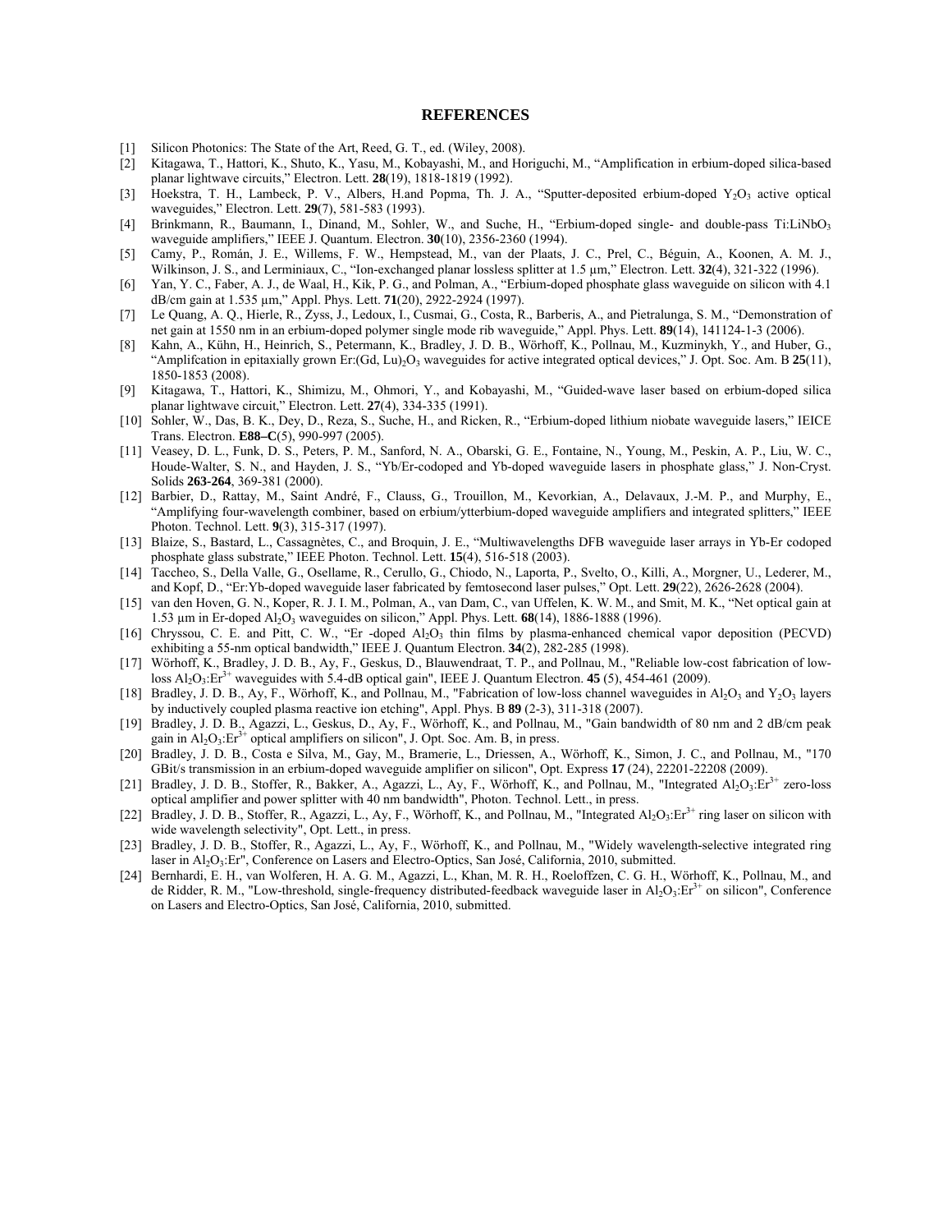## REFERENCES

[1] Silicon Photonics: The State of the Art, Reed, G. T., ed. (Wiley, 2008).

[2] Kitagawa, T., Hattori, K., Shuto, K., Yasu, M., Kobayashi, M., and Horiguchi, M., "Amplification in erbium-doped silica-based planar lightwave circuits," Electron. Lett. **28**(19), 1818-1819 (1992).

[3] Hoekstra, T. H., Lambeck, P. V., Albers, H.and Popma, Th. J. A., "Sputter-deposited erbium-doped $Y_2O_3$ active optical waveguides," Electron. Lett. **29**(7), 581-583 (1993).

[4] Brinkmann, R., Baumann, I., Dinand, M., Sohler, W., and Suche, H., "Erbium-doped single- and double-pass Ti:$LiNbO_3$ waveguide amplifiers," IEEE J. Quantum. Electron. **30**(10), 2356-2360 (1994).

[5] Camy, P., Román, J. E., Willems, F. W., Hempstead, M., van der Plaats, J. C., Prel, C., Béguin, A., Koonen, A. M. J., Wilkinson, J. S., and Lerminiaux, C., "Ion-exchanged planar lossless splitter at 1.5 µm," Electron. Lett. **32**(4), 321-322 (1996).

[6] Yan, Y. C., Faber, A. J., de Waal, H., Kik, P. G., and Polman, A., "Erbium-doped phosphate glass waveguide on silicon with 4.1 dB/cm gain at 1.535 µm," Appl. Phys. Lett. **71**(20), 2922-2924 (1997).

[7] Le Quang, A. Q., Hierle, R., Zyss, J., Ledoux, I., Cusmai, G., Costa, R., Barberis, A., and Pietralunga, S. M., "Demonstration of net gain at 1550 nm in an erbium-doped polymer single mode rib waveguide," Appl. Phys. Lett. **89**(14), 141124-1-3 (2006).

[8] Kahn, A., Kühn, H., Heinrich, S., Petermann, K., Bradley, J. D. B., Wörhoff, K., Pollnau, M., Kuzminykh, Y., and Huber, G., "Amplifcation in epitaxially grown Er:$(Gd, Lu)_2O_3$ waveguides for active integrated optical devices," J. Opt. Soc. Am. B **25**(11), 1850-1853 (2008).

[9] Kitagawa, T., Hattori, K., Shimizu, M., Ohmori, Y., and Kobayashi, M., "Guided-wave laser based on erbium-doped silica planar lightwave circuit," Electron. Lett. **27**(4), 334-335 (1991).

[10] Sohler, W., Das, B. K., Dey, D., Reza, S., Suche, H., and Ricken, R., "Erbium-doped lithium niobate waveguide lasers," IEICE Trans. Electron. **E88–C**(5), 990-997 (2005).

[11] Veasey, D. L., Funk, D. S., Peters, P. M., Sanford, N. A., Obarski, G. E., Fontaine, N., Young, M., Peskin, A. P., Liu, W. C., Houde-Walter, S. N., and Hayden, J. S., "Yb/Er-codoped and Yb-doped waveguide lasers in phosphate glass," J. Non-Cryst. Solids **263-264**, 369-381 (2000).

[12] Barbier, D., Rattay, M., Saint André, F., Clauss, G., Trouillon, M., Kevorkian, A., Delavaux, J.-M. P., and Murphy, E., "Amplifying four-wavelength combiner, based on erbium/ytterbium-doped waveguide amplifiers and integrated splitters," IEEE Photon. Technol. Lett. **9**(3), 315-317 (1997).

[13] Blaize, S., Bastard, L., Cassagnètes, C., and Broquin, J. E., "Multiwavelengths DFB waveguide laser arrays in Yb-Er codoped phosphate glass substrate," IEEE Photon. Technol. Lett. **15**(4), 516-518 (2003).

[14] Taccheo, S., Della Valle, G., Osellame, R., Cerullo, G., Chiodo, N., Laporta, P., Svelto, O., Killi, A., Morgner, U., Lederer, M., and Kopf, D., "Er:Yb-doped waveguide laser fabricated by femtosecond laser pulses," Opt. Lett. **29**(22), 2626-2628 (2004).

[15] van den Hoven, G. N., Koper, R. J. I. M., Polman, A., van Dam, C., van Uffelen, K. W. M., and Smit, M. K., "Net optical gain at 1.53 µm in Er-doped $Al_2O_3$ waveguides on silicon," Appl. Phys. Lett. **68**(14), 1886-1888 (1996).

[16] Chryssou, C. E. and Pitt, C. W., "Er -doped $Al_2O_3$ thin films by plasma-enhanced chemical vapor deposition (PECVD) exhibiting a 55-nm optical bandwidth," IEEE J. Quantum Electron. **34**(2), 282-285 (1998).

[17] Wörhoff, K., Bradley, J. D. B., Ay, F., Geskus, D., Blauwendraat, T. P., and Pollnau, M., "Reliable low-cost fabrication of low-loss $Al_2O_3$:$Er^{3+}$ waveguides with 5.4-dB optical gain", IEEE J. Quantum Electron. **45** (5), 454-461 (2009).

[18] Bradley, J. D. B., Ay, F., Wörhoff, K., and Pollnau, M., "Fabrication of low-loss channel waveguides in $Al_2O_3$ and $Y_2O_3$ layers by inductively coupled plasma reactive ion etching", Appl. Phys. B **89** (2-3), 311-318 (2007).

[19] Bradley, J. D. B., Agazzi, L., Geskus, D., Ay, F., Wörhoff, K., and Pollnau, M., "Gain bandwidth of 80 nm and 2 dB/cm peak gain in $Al_2O_3$:$Er^{3+}$ optical amplifiers on silicon", J. Opt. Soc. Am. B, in press.

[20] Bradley, J. D. B., Costa e Silva, M., Gay, M., Bramerie, L., Driessen, A., Wörhoff, K., Simon, J. C., and Pollnau, M., "170 GBit/s transmission in an erbium-doped waveguide amplifier on silicon", Opt. Express **17** (24), 22201-22208 (2009).

[21] Bradley, J. D. B., Stoffer, R., Bakker, A., Agazzi, L., Ay, F., Wörhoff, K., and Pollnau, M., "Integrated $Al_2O_3$:$Er^{3+}$ zero-loss optical amplifier and power splitter with 40 nm bandwidth", Photon. Technol. Lett., in press.

[22] Bradley, J. D. B., Stoffer, R., Agazzi, L., Ay, F., Wörhoff, K., and Pollnau, M., "Integrated $Al_2O_3$:$Er^{3+}$ ring laser on silicon with wide wavelength selectivity", Opt. Lett., in press.

[23] Bradley, J. D. B., Stoffer, R., Agazzi, L., Ay, F., Wörhoff, K., and Pollnau, M., "Widely wavelength-selective integrated ring laser in $Al_2O_3$:Er", Conference on Lasers and Electro-Optics, San José, California, 2010, submitted.

[24] Bernhardi, E. H., van Wolferen, H. A. G. M., Agazzi, L., Khan, M. R. H., Roeloffzen, C. G. H., Wörhoff, K., Pollnau, M., and de Ridder, R. M., "Low-threshold, single-frequency distributed-feedback waveguide laser in $Al_2O_3$:$Er^{3+}$ on silicon", Conference on Lasers and Electro-Optics, San José, California, 2010, submitted.